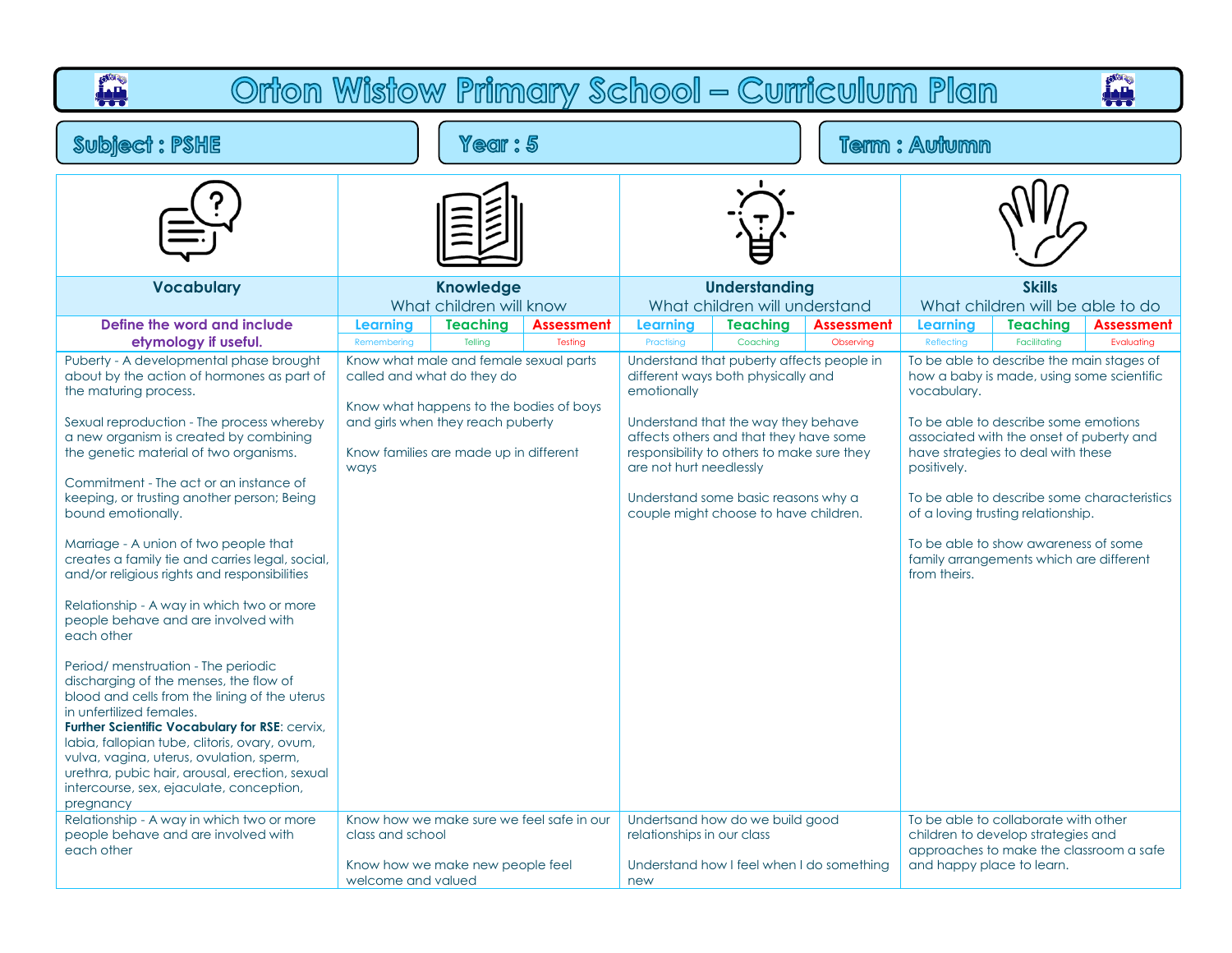# Orton Wistow Primary School – Curriculum Plan

**Subject : PSHE** | **Year : 5** | **Term : Autumn**

| Vocabulary | Knowledge<br>What children will know | Understanding<br>What children will understand | Skills<br>What children will be able to do |
|---|---|---|---|
| **Define the word and include etymology if useful.** | Learning (Remembering) / Teaching (Telling) / Assessment (Testing) | Learning (Practising) / Teaching (Coaching) / Assessment (Observing) | Learning (Reflecting) / Teaching (Facilitating) / Assessment (Evaluating) |
| Puberty - A developmental phase brought about by the action of hormones as part of the maturing process.<br><br>Sexual reproduction - The process whereby a new organism is created by combining the genetic material of two organisms.<br><br>Commitment - The act or an instance of keeping, or trusting another person; Being bound emotionally.<br><br>Marriage - A union of two people that creates a family tie and carries legal, social, and/or religious rights and responsibilities<br><br>Relationship - A way in which two or more people behave and are involved with each other<br><br>Period/ menstruation - The periodic discharging of the menses, the flow of blood and cells from the lining of the uterus in unfertilized females.<br>**Further Scientific Vocabulary for RSE**: cervix, labia, fallopian tube, clitoris, ovary, ovum, vulva, vagina, uterus, ovulation, sperm, urethra, pubic hair, arousal, erection, sexual intercourse, sex, ejaculate, conception, pregnancy | Know what male and female sexual parts called and what do they do<br><br>Know what happens to the bodies of boys and girls when they reach puberty<br><br>Know families are made up in different ways | Understand that puberty affects people in different ways both physically and emotionally<br><br>Understand that the way they behave affects others and that they have some responsibility to others to make sure they are not hurt needlessly<br><br>Understand some basic reasons why a couple might choose to have children. | To be able to describe the main stages of how a baby is made, using some scientific vocabulary.<br><br>To be able to describe some emotions associated with the onset of puberty and have strategies to deal with these positively.<br><br>To be able to describe some characteristics of a loving trusting relationship.<br><br>To be able to show awareness of some family arrangements which are different from theirs. |
| Relationship - A way in which two or more people behave and are involved with each other | Know how we make sure we feel safe in our class and school<br><br>Know how we make new people feel welcome and valued | Undertsand how do we build good relationships in our class<br><br>Understand how I feel when I do something new | To be able to collaborate with other children to develop strategies and approaches to make the classroom a safe and happy place to learn. |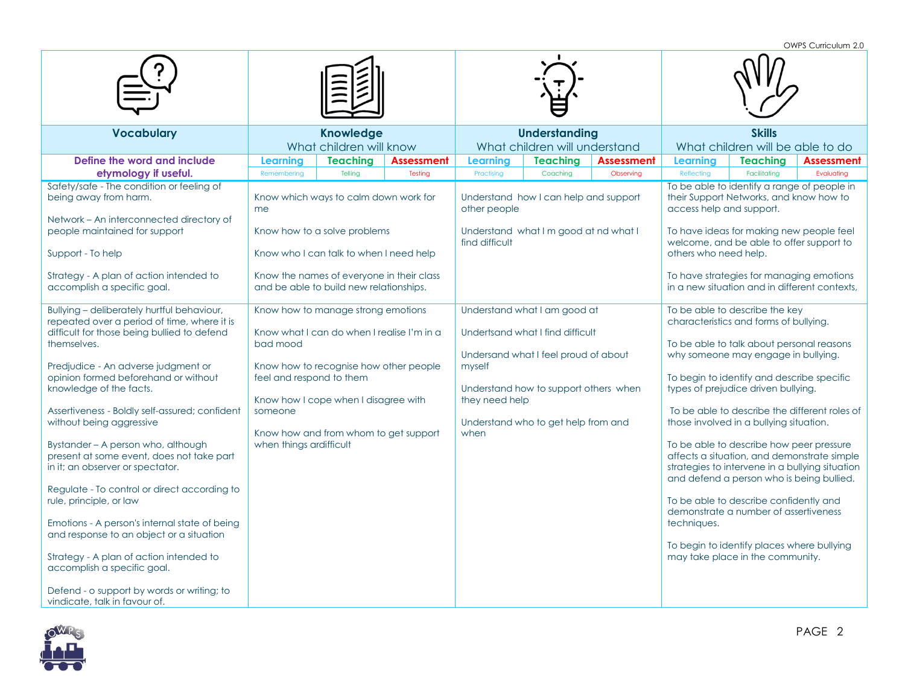| Vocabulary | Knowledge<br>What children will know | | | Understanding<br>What children will understand | | | Skills<br>What children will be able to do | | |
|---|---|---|---|---|---|---|---|---|---|
| **Define the word and include etymology if useful.** | **Learning** | **Teaching** | **Assessment** | **Learning** | **Teaching** | **Assessment** | **Learning** | **Teaching** | **Assessment** |
| | Remembering | Telling | Testing | Practising | Coaching | Observing | Reflecting | Facilitating | Evaluating |
| Safety/safe - The condition or feeling of being away from harm.<br><br>Network – An interconnected directory of people maintained for support<br><br>Support - To help<br><br>Strategy - A plan of action intended to accomplish a specific goal. | Know which ways to calm down work for me<br><br>Know how to a solve problems<br><br>Know who I can talk to when I need help<br><br>Know the names of everyone in their class and be able to build new relationships. | | | Understand how I can help and support other people<br><br>Understand what I m good at nd what I find difficult | | | To be able to identify a range of people in their Support Networks, and know how to access help and support.<br><br>To have ideas for making new people feel welcome, and be able to offer support to others who need help.<br><br>To have strategies for managing emotions in a new situation and in different contexts, | | |
| Bullying – deliberately hurtful behaviour, repeated over a period of time, where it is difficult for those being bullied to defend themselves.<br><br>Predjudice - An adverse judgment or opinion formed beforehand or without knowledge of the facts.<br><br>Assertiveness - Boldly self-assured; confident without being aggressive<br><br>Bystander – A person who, although present at some event, does not take part in it; an observer or spectator.<br><br>Regulate - To control or direct according to rule, principle, or law<br><br>Emotions - A person's internal state of being and response to an object or a situation<br><br>Strategy - A plan of action intended to accomplish a specific goal.<br><br>Defend - o support by words or writing; to vindicate, talk in favour of. | Know how to manage strong emotions<br><br>Know what I can do when I realise I'm in a bad mood<br><br>Know how to recognise how other people feel and respond to them<br><br>Know how I cope when I disagree with someone<br><br>Know how and from whom to get support when things ardifficult | | | Understand what I am good at<br><br>Undertsand what I find difficult<br><br>Undersand what I feel proud of about myself<br><br>Understand how to support others when they need help<br><br>Understand who to get help from and when | | | To be able to describe the key characteristics and forms of bullying.<br><br>To be able to talk about personal reasons why someone may engage in bullying.<br><br>To begin to identify and describe specific types of prejudice driven bullying.<br><br>To be able to describe the different roles of those involved in a bullying situation.<br><br>To be able to describe how peer pressure affects a situation, and demonstrate simple strategies to intervene in a bullying situation and defend a person who is being bullied.<br><br>To be able to describe confidently and demonstrate a number of assertiveness techniques.<br><br>To begin to identify places where bullying may take place in the community. | | |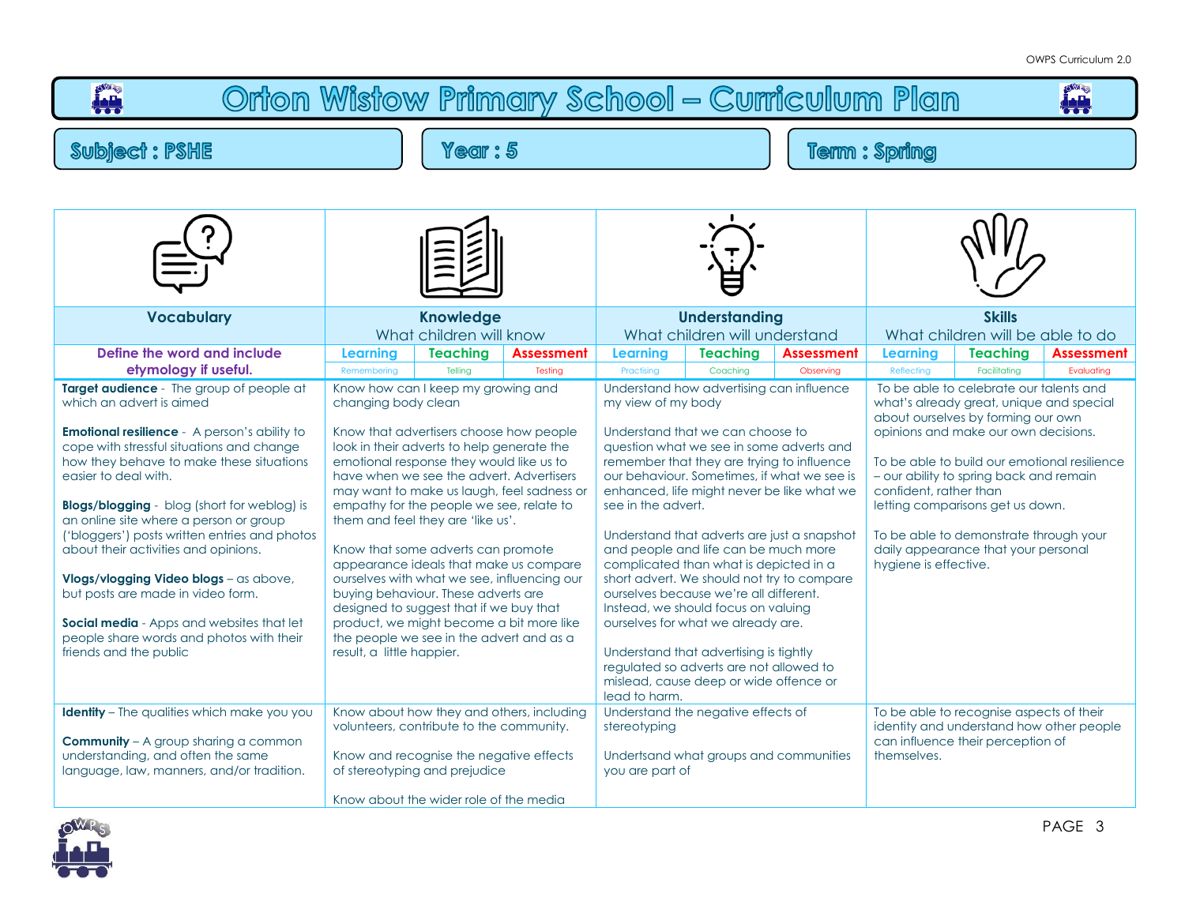# Orton Wistow Primary School – Curriculum Plan

**Subject : PSHE** | **Year : 5** | **Term : Spring**

| Vocabulary | Knowledge | Understanding | Skills |
|---|---|---|---|
| | What children will know | What children will understand | What children will be able to do |
| **Define the word and include etymology if useful.** | Learning (Remembering) / Teaching (Telling) / Assessment (Testing) | Learning (Practising) / Teaching (Coaching) / Assessment (Observing) | Learning (Reflecting) / Teaching (Facilitating) / Assessment (Evaluating) |
| **Target audience** - The group of people at which an advert is aimed<br><br>**Emotional resilience** - A person's ability to cope with stressful situations and change how they behave to make these situations easier to deal with.<br><br>**Blogs/blogging** - blog (short for weblog) is an online site where a person or group ('bloggers') posts written entries and photos about their activities and opinions.<br><br>**Vlogs/vlogging Video blogs** – as above, but posts are made in video form.<br><br>**Social media** - Apps and websites that let people share words and photos with their friends and the public | Know how can I keep my growing and changing body clean<br><br>Know that advertisers choose how people look in their adverts to help generate the emotional response they would like us to have when we see the advert. Advertisers may want to make us laugh, feel sadness or empathy for the people we see, relate to them and feel they are 'like us'.<br><br>Know that some adverts can promote appearance ideals that make us compare ourselves with what we see, influencing our buying behaviour. These adverts are designed to suggest that if we buy that product, we might become a bit more like the people we see in the advert and as a result, a little happier. | Understand how advertising can influence my view of my body<br><br>Understand that we can choose to question what we see in some adverts and remember that they are trying to influence our behaviour. Sometimes, if what we see is enhanced, life might never be like what we see in the advert.<br><br>Understand that adverts are just a snapshot and people and life can be much more complicated than what is depicted in a short advert. We should not try to compare ourselves because we're all different. Instead, we should focus on valuing ourselves for what we already are.<br><br>Understand that advertising is tightly regulated so adverts are not allowed to mislead, cause deep or wide offence or lead to harm. | To be able to celebrate our talents and what's already great, unique and special about ourselves by forming our own opinions and make our own decisions.<br><br>To be able to build our emotional resilience – our ability to spring back and remain confident, rather than letting comparisons get us down.<br><br>To be able to demonstrate through your daily appearance that your personal hygiene is effective. |
| **Identity** – The qualities which make you you<br><br>**Community** – A group sharing a common understanding, and often the same language, law, manners, and/or tradition. | Know about how they and others, including volunteers, contribute to the community.<br><br>Know and recognise the negative effects of stereotyping and prejudice<br><br>Know about the wider role of the media | Understand the negative effects of stereotyping<br><br>Undertsand what groups and communities you are part of | To be able to recognise aspects of their identity and understand how other people can influence their perception of themselves. |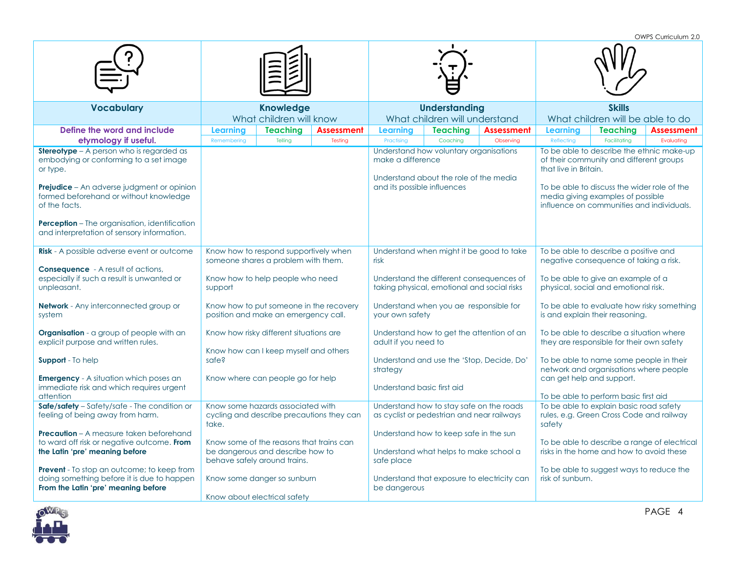| Vocabulary | Knowledge<br>What children will know | | | Understanding<br>What children will understand | | | Skills<br>What children will be able to do | | |
|---|---|---|---|---|---|---|---|---|---|
| Define the word and include etymology if useful. | Learning<br>Remembering | Teaching<br>Telling | Assessment<br>Testing | Learning<br>Practising | Teaching<br>Coaching | Assessment<br>Observing | Learning<br>Reflecting | Teaching<br>Facilitating | Assessment<br>Evaluating |
| **Stereotype** – A person who is regarded as embodying or conforming to a set image or type.<br><br>**Prejudice** – An adverse judgment or opinion formed beforehand or without knowledge of the facts.<br><br>**Perception** – The organisation, identification and interpretation of sensory information. | | | | Understand how voluntary organisations make a difference<br><br>Understand about the role of the media and its possible influences | | | To be able to describe the ethnic make-up of their community and different groups that live in Britain.<br><br>To be able to discuss the wider role of the media giving examples of possible influence on communities and individuals. | | |
| **Risk** - A possible adverse event or outcome<br><br>**Consequence** - A result of actions, especially if such a result is unwanted or unpleasant.<br><br>**Network** - Any interconnected group or system<br><br>**Organisation** - a group of people with an explicit purpose and written rules.<br><br>**Support** - To help<br><br>**Emergency** - A situation which poses an immediate risk and which requires urgent attention | Know how to respond supportively when someone shares a problem with them.<br><br>Know how to help people who need support<br><br>Know how to put someone in the recovery position and make an emergency call.<br><br>Know how risky different situations are<br><br>Know how can I keep myself and others safe?<br><br>Know where can people go for help | | | Understand when might it be good to take risk<br><br>Understand the different consequences of taking physical, emotional and social risks<br><br>Understand when you ae responsible for your own safety<br><br>Understand how to get the attention of an adult if you need to<br><br>Understand and use the 'Stop, Decide, Do' strategy<br><br>Understand basic first aid | | | To be able to describe a positive and negative consequence of taking a risk.<br><br>To be able to give an example of a physical, social and emotional risk.<br><br>To be able to evaluate how risky something is and explain their reasoning.<br><br>To be able to describe a situation where they are responsible for their own safety<br><br>To be able to name some people in their network and organisations where people can get help and support.<br><br>To be able to perform basic first aid | | |
| **Safe/safety** – Safety/safe - The condition or feeling of being away from harm.<br><br>**Precaution** – A measure taken beforehand to ward off risk or negative outcome. **From the Latin 'pre' meaning before**<br><br>**Prevent** - To stop an outcome; to keep from doing something before it is due to happen **From the Latin 'pre' meaning before** | Know some hazards associated with cycling and describe precautions they can take.<br><br>Know some of the reasons that trains can be dangerous and describe how to behave safely around trains.<br><br>Know some danger so sunburn<br><br>Know about electrical safety | | | Understand how to stay safe on the roads as cyclist or pedestrian and near railways<br><br>Understand how to keep safe in the sun<br><br>Understand what helps to make school a safe place<br><br>Understand that exposure to electricity can be dangerous | | | To be able to explain basic road safety rules, e.g. Green Cross Code and railway safety<br><br>To be able to describe a range of electrical risks in the home and how to avoid these<br><br>To be able to suggest ways to reduce the risk of sunburn. | | |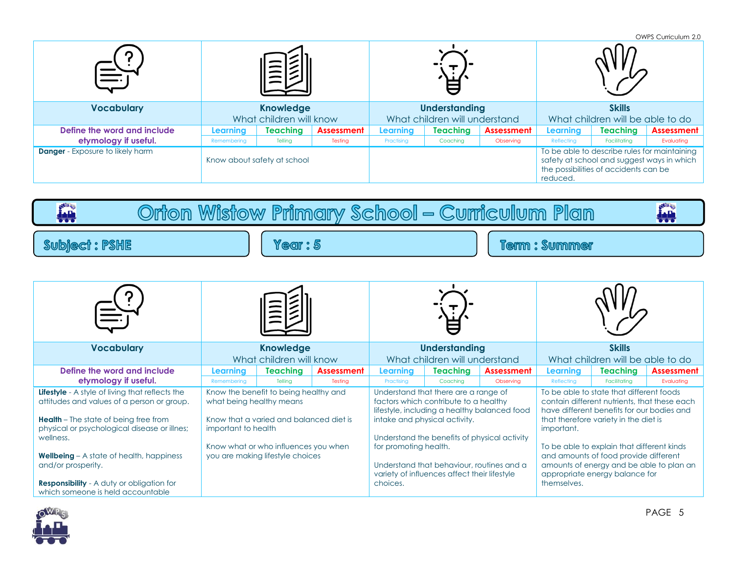| Vocabulary | Knowledge | | | Understanding | | | Skills | | |
|---|---|---|---|---|---|---|---|---|---|
| | What children will know | | | What children will understand | | | What children will be able to do | | |
| Define the word and include etymology if useful. | Learning | Teaching | Assessment | Learning | Teaching | Assessment | Learning | Teaching | Assessment |
| | Remembering | Telling | Testing | Practising | Coaching | Observing | Reflecting | Facilitating | Evaluating |
| **Danger** - Exposure to likely harm | Know about safety at school | | | | | | To be able to describe rules for maintaining safety at school and suggest ways in which the possibilities of accidents can be reduced. | | |

# Orton Wistow Primary School – Curriculum Plan

**Subject : PSHE** | **Year : 5** | **Term : Summer**

| Vocabulary | Knowledge | | | Understanding | | | Skills | | |
|---|---|---|---|---|---|---|---|---|---|
| | What children will know | | | What children will understand | | | What children will be able to do | | |
| Define the word and include etymology if useful. | Learning | Teaching | Assessment | Learning | Teaching | Assessment | Learning | Teaching | Assessment |
| | Remembering | Telling | Testing | Practising | Coaching | Observing | Reflecting | Facilitating | Evaluating |
| **Lifestyle** - A style of living that reflects the attitudes and values of a person or group.<br><br>**Health** – The state of being free from physical or psychological disease or illnes; wellness.<br><br>**Wellbeing** – A state of health, happiness and/or prosperity.<br><br>**Responsibility** - A duty or obligation for which someone is held accountable | Know the benefit to being healthy and what being healthy means<br><br>Know that a varied and balanced diet is important to health<br><br>Know what or who influences you when you are making lifestyle choices | | | Understand that there are a range of factors which contribute to a healthy lifestyle, including a healthy balanced food intake and physical activity.<br><br>Understand the benefits of physical activity for promoting health.<br><br>Understand that behaviour, routines and a variety of influences affect their lifestyle choices. | | | To be able to state that different foods contain different nutrients, that these each have different benefits for our bodies and that therefore variety in the diet is important.<br><br>To be able to explain that different kinds and amounts of food provide different amounts of energy and be able to plan an appropriate energy balance for themselves. | | |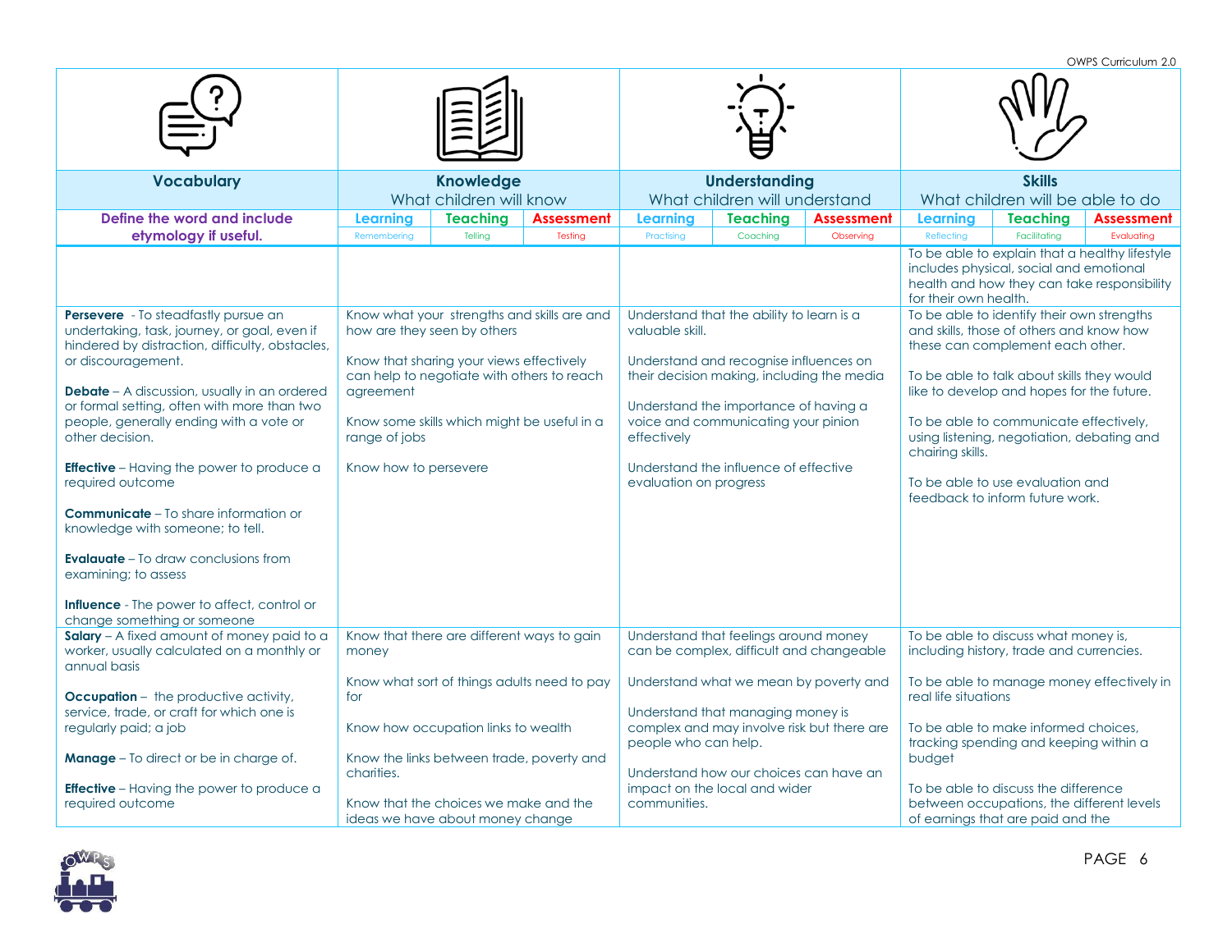| Vocabulary | Knowledge<br>What children will know | | | Understanding<br>What children will understand | | | Skills<br>What children will be able to do | | |
|---|---|---|---|---|---|---|---|---|---|
| Define the word and include etymology if useful. | Learning<br>Remembering | Teaching<br>Telling | Assessment<br>Testing | Learning<br>Practising | Teaching<br>Coaching | Assessment<br>Observing | Learning<br>Reflecting | Teaching<br>Facilitating | Assessment<br>Evaluating |
| | | | | | | | To be able to explain that a healthy lifestyle includes physical, social and emotional health and how they can take responsibility for their own health. | | |
| **Persevere** - To steadfastly pursue an undertaking, task, journey, or goal, even if hindered by distraction, difficulty, obstacles, or discouragement.<br><br>**Debate** – A discussion, usually in an ordered or formal setting, often with more than two people, generally ending with a vote or other decision.<br><br>**Effective** – Having the power to produce a required outcome<br><br>**Communicate** – To share information or knowledge with someone; to tell.<br><br>**Evalauate** – To draw conclusions from examining; to assess<br><br>**Influence** - The power to affect, control or change something or someone | Know what your strengths and skills are and how are they seen by others<br><br>Know that sharing your views effectively can help to negotiate with others to reach agreement<br><br>Know some skills which might be useful in a range of jobs<br><br>Know how to persevere | | | Understand that the ability to learn is a valuable skill.<br><br>Understand and recognise influences on their decision making, including the media<br><br>Understand the importance of having a voice and communicating your pinion effectively<br><br>Understand the influence of effective evaluation on progress | | | To be able to identify their own strengths and skills, those of others and know how these can complement each other.<br><br>To be able to talk about skills they would like to develop and hopes for the future.<br><br>To be able to communicate effectively, using listening, negotiation, debating and chairing skills.<br><br>To be able to use evaluation and feedback to inform future work. | | |
| **Salary** – A fixed amount of money paid to a worker, usually calculated on a monthly or annual basis<br><br>**Occupation** – the productive activity, service, trade, or craft for which one is regularly paid; a job<br><br>**Manage** – To direct or be in charge of.<br><br>**Effective** – Having the power to produce a required outcome | Know that there are different ways to gain money<br><br>Know what sort of things adults need to pay for<br><br>Know how occupation links to wealth<br><br>Know the links between trade, poverty and charities.<br><br>Know that the choices we make and the ideas we have about money change | | | Understand that feelings around money can be complex, difficult and changeable<br><br>Understand what we mean by poverty and<br><br>Understand that managing money is complex and may involve risk but there are people who can help.<br><br>Understand how our choices can have an impact on the local and wider communities. | | | To be able to discuss what money is, including history, trade and currencies.<br><br>To be able to manage money effectively in real life situations<br><br>To be able to make informed choices, tracking spending and keeping within a budget<br><br>To be able to discuss the difference between occupations, the different levels of earnings that are paid and the | | |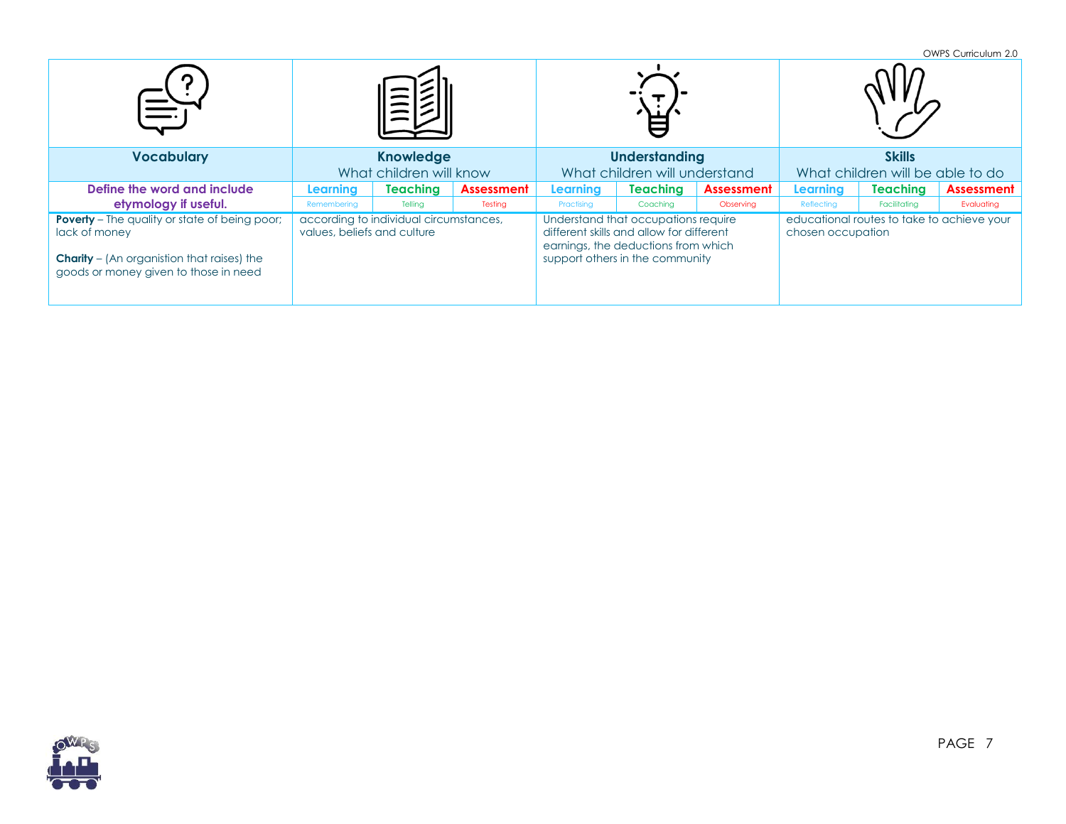| Vocabulary | Knowledge<br>What children will know | | | Understanding<br>What children will understand | | | Skills<br>What children will be able to do | | |
|---|---|---|---|---|---|---|---|---|---|
| **Define the word and include etymology if useful.** | Learning<br>Remembering | Teaching<br>Telling | Assessment<br>Testing | Learning<br>Practising | Teaching<br>Coaching | Assessment<br>Observing | Learning<br>Reflecting | Teaching<br>Facilitating | Assessment<br>Evaluating |
| **Poverty** – The quality or state of being poor; lack of money<br><br>**Charity** – (An organistion that raises) the goods or money given to those in need | according to individual circumstances, values, beliefs and culture | | | Understand that occupations require different skills and allow for different earnings, the deductions from which support others in the community | | | educational routes to take to achieve your chosen occupation | | |